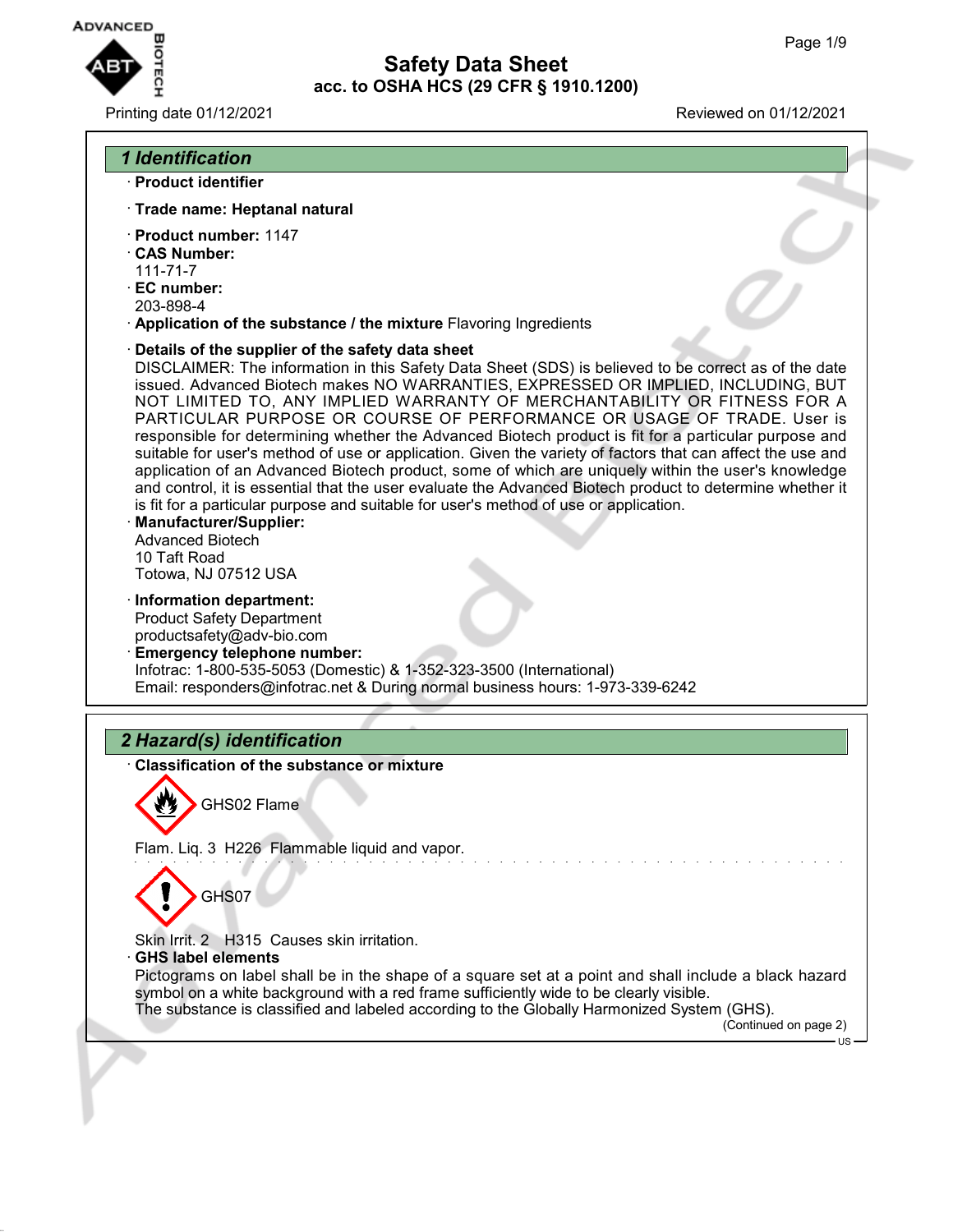# Safety Data Sheet

**acc. to OSHA HCS (29 CFR § 1910.1200)**

Printing date 01/12/2021 Reviewed on 01/12/2021

## 1 Identification

· **Product identifier**

· **Trade name: Heptanal natural**

· **Product number:** 1147

· **CAS Number:**
111-71-7

· **EC number:**
203-898-4

· **Application of the substance / the mixture** Flavoring Ingredients

· **Details of the supplier of the safety data sheet**
DISCLAIMER: The information in this Safety Data Sheet (SDS) is believed to be correct as of the date issued. Advanced Biotech makes NO WARRANTIES, EXPRESSED OR IMPLIED, INCLUDING, BUT NOT LIMITED TO, ANY IMPLIED WARRANTY OF MERCHANTABILITY OR FITNESS FOR A PARTICULAR PURPOSE OR COURSE OF PERFORMANCE OR USAGE OF TRADE. User is responsible for determining whether the Advanced Biotech product is fit for a particular purpose and suitable for user's method of use or application. Given the variety of factors that can affect the use and application of an Advanced Biotech product, some of which are uniquely within the user's knowledge and control, it is essential that the user evaluate the Advanced Biotech product to determine whether it is fit for a particular purpose and suitable for user's method of use or application.

· **Manufacturer/Supplier:**
Advanced Biotech
10 Taft Road
Totowa, NJ 07512 USA

· **Information department:**
Product Safety Department
productsafety@adv-bio.com

· **Emergency telephone number:**
Infotrac: 1-800-535-5053 (Domestic) & 1-352-323-3500 (International)
Email: responders@infotrac.net & During normal business hours: 1-973-339-6242

## 2 Hazard(s) identification

· **Classification of the substance or mixture**

GHS02 Flame

Flam. Liq. 3 H226 Flammable liquid and vapor.

GHS07

Skin Irrit. 2 H315 Causes skin irritation.

· **GHS label elements**
Pictograms on label shall be in the shape of a square set at a point and shall include a black hazard symbol on a white background with a red frame sufficiently wide to be clearly visible.
The substance is classified and labeled according to the Globally Harmonized System (GHS).

(Continued on page 2)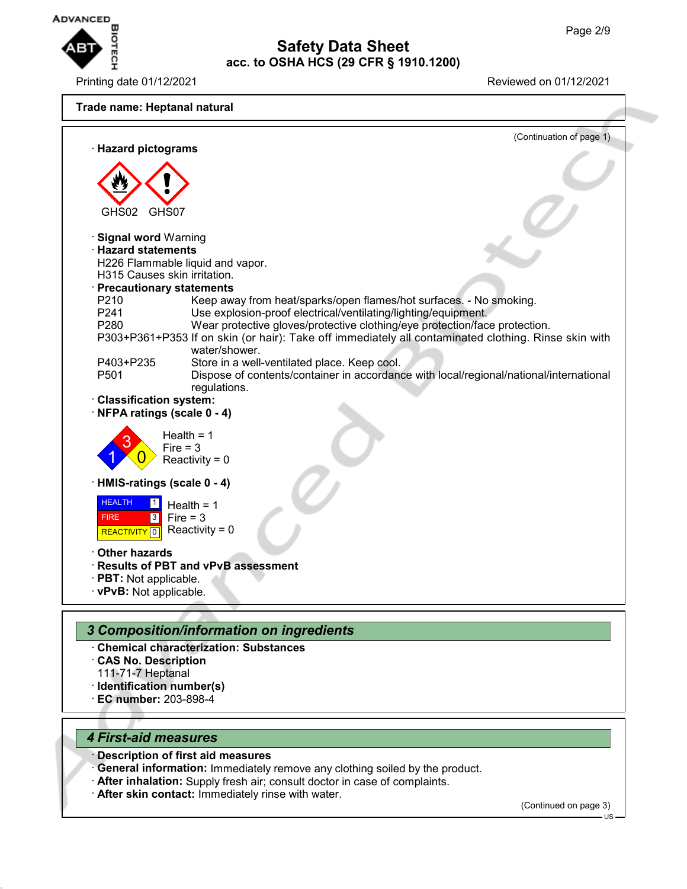Trade name: Heptanal natural

(Continuation of page 1)

· **Hazard pictograms**

GHS02 GHS07

· **Signal word** Warning
· **Hazard statements**
H226 Flammable liquid and vapor.
H315 Causes skin irritation.
· **Precautionary statements**

| | |
|---|---|
| P210 | Keep away from heat/sparks/open flames/hot surfaces. - No smoking. |
| P241 | Use explosion-proof electrical/ventilating/lighting/equipment. |
| P280 | Wear protective gloves/protective clothing/eye protection/face protection. |
| P303+P361+P353 | If on skin (or hair): Take off immediately all contaminated clothing. Rinse skin with water/shower. |
| P403+P235 | Store in a well-ventilated place. Keep cool. |
| P501 | Dispose of contents/container in accordance with local/regional/national/international regulations. |

· **Classification system:**
· **NFPA ratings (scale 0 - 4)**

Health = 1
Fire = 3
Reactivity = 0

· **HMIS-ratings (scale 0 - 4)**

| | |
|---|---|
| HEALTH | 1 |
| FIRE | 3 |
| REACTIVITY | 0 |

Health = 1
Fire = 3
Reactivity = 0

· **Other hazards**
· **Results of PBT and vPvB assessment**
· **PBT:** Not applicable.
· **vPvB:** Not applicable.

## 3 Composition/information on ingredients

· **Chemical characterization: Substances**
· **CAS No. Description**
111-71-7 Heptanal
· **Identification number(s)**
· **EC number:** 203-898-4

## 4 First-aid measures

· **Description of first aid measures**
· **General information:** Immediately remove any clothing soiled by the product.
· **After inhalation:** Supply fresh air; consult doctor in case of complaints.
· **After skin contact:** Immediately rinse with water.

(Continued on page 3)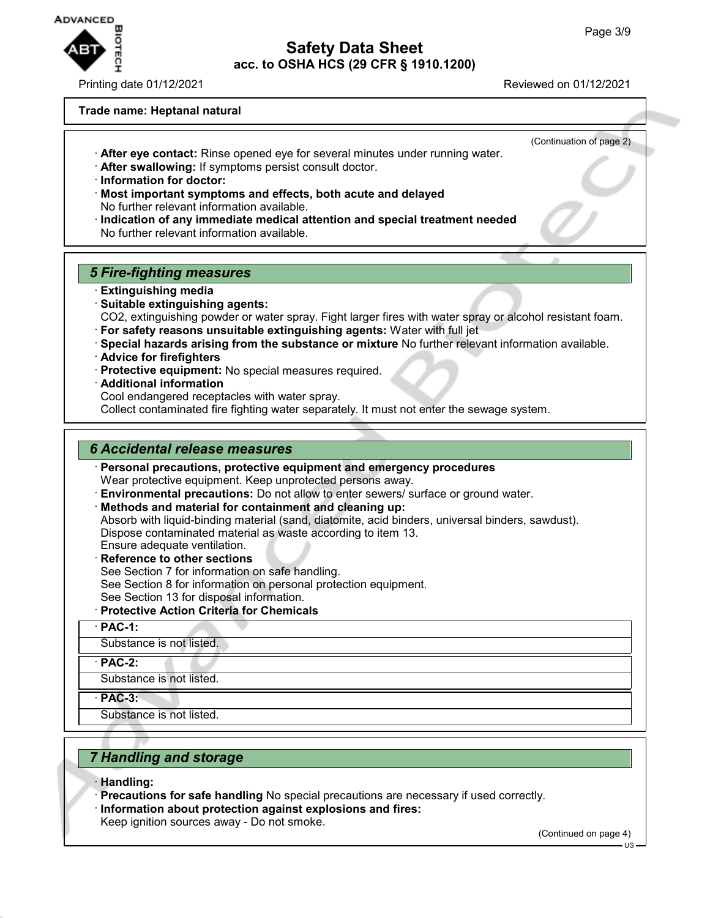**Trade name: Heptanal natural**

(Continuation of page 2)

· **After eye contact:** Rinse opened eye for several minutes under running water.
· **After swallowing:** If symptoms persist consult doctor.
· **Information for doctor:**
· **Most important symptoms and effects, both acute and delayed**
No further relevant information available.
· **Indication of any immediate medical attention and special treatment needed**
No further relevant information available.

## *5 Fire-fighting measures*

· **Extinguishing media**
· **Suitable extinguishing agents:**
$CO_2$, extinguishing powder or water spray. Fight larger fires with water spray or alcohol resistant foam.
· **For safety reasons unsuitable extinguishing agents:** Water with full jet
· **Special hazards arising from the substance or mixture** No further relevant information available.
· **Advice for firefighters**
· **Protective equipment:** No special measures required.
· **Additional information**
Cool endangered receptacles with water spray.
Collect contaminated fire fighting water separately. It must not enter the sewage system.

## *6 Accidental release measures*

· **Personal precautions, protective equipment and emergency procedures**
Wear protective equipment. Keep unprotected persons away.
· **Environmental precautions:** Do not allow to enter sewers/ surface or ground water.
· **Methods and material for containment and cleaning up:**
Absorb with liquid-binding material (sand, diatomite, acid binders, universal binders, sawdust).
Dispose contaminated material as waste according to item 13.
Ensure adequate ventilation.
· **Reference to other sections**
See Section 7 for information on safe handling.
See Section 8 for information on personal protection equipment.
See Section 13 for disposal information.
· **Protective Action Criteria for Chemicals**

| · **PAC-1:** |
| --- |
| Substance is not listed. |

| · **PAC-2:** |
| --- |
| Substance is not listed. |

| · **PAC-3:** |
| --- |
| Substance is not listed. |

## *7 Handling and storage*

· **Handling:**
· **Precautions for safe handling** No special precautions are necessary if used correctly.
· **Information about protection against explosions and fires:**
Keep ignition sources away - Do not smoke.

(Continued on page 4)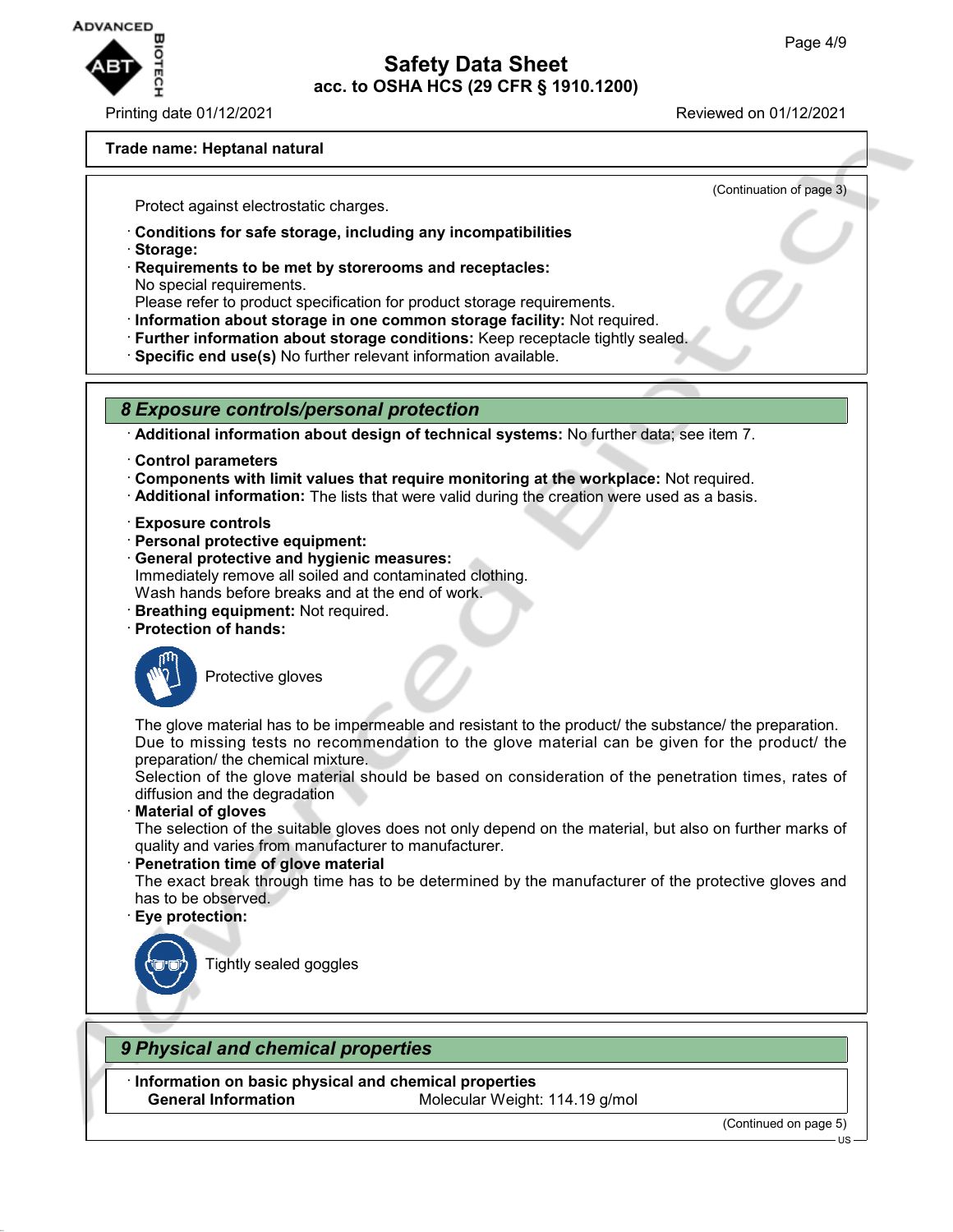**Trade name: Heptanal natural**

(Continuation of page 3)

Protect against electrostatic charges.

· **Conditions for safe storage, including any incompatibilities**
· **Storage:**
· **Requirements to be met by storerooms and receptacles:**
No special requirements.
Please refer to product specification for product storage requirements.
· **Information about storage in one common storage facility:** Not required.
· **Further information about storage conditions:** Keep receptacle tightly sealed.
· **Specific end use(s)** No further relevant information available.

## *8 Exposure controls/personal protection*

· **Additional information about design of technical systems:** No further data; see item 7.

· **Control parameters**
· **Components with limit values that require monitoring at the workplace:** Not required.
· **Additional information:** The lists that were valid during the creation were used as a basis.

· **Exposure controls**
· **Personal protective equipment:**
· **General protective and hygienic measures:**
Immediately remove all soiled and contaminated clothing.
Wash hands before breaks and at the end of work.
· **Breathing equipment:** Not required.
· **Protection of hands:**

Protective gloves

The glove material has to be impermeable and resistant to the product/ the substance/ the preparation.
Due to missing tests no recommendation to the glove material can be given for the product/ the preparation/ the chemical mixture.
Selection of the glove material should be based on consideration of the penetration times, rates of diffusion and the degradation
· **Material of gloves**
The selection of the suitable gloves does not only depend on the material, but also on further marks of quality and varies from manufacturer to manufacturer.
· **Penetration time of glove material**
The exact break through time has to be determined by the manufacturer of the protective gloves and has to be observed.
· **Eye protection:**

Tightly sealed goggles

## *9 Physical and chemical properties*

· **Information on basic physical and chemical properties**

| **General Information** | Molecular Weight: 114.19 g/mol |
|---|---|

(Continued on page 5)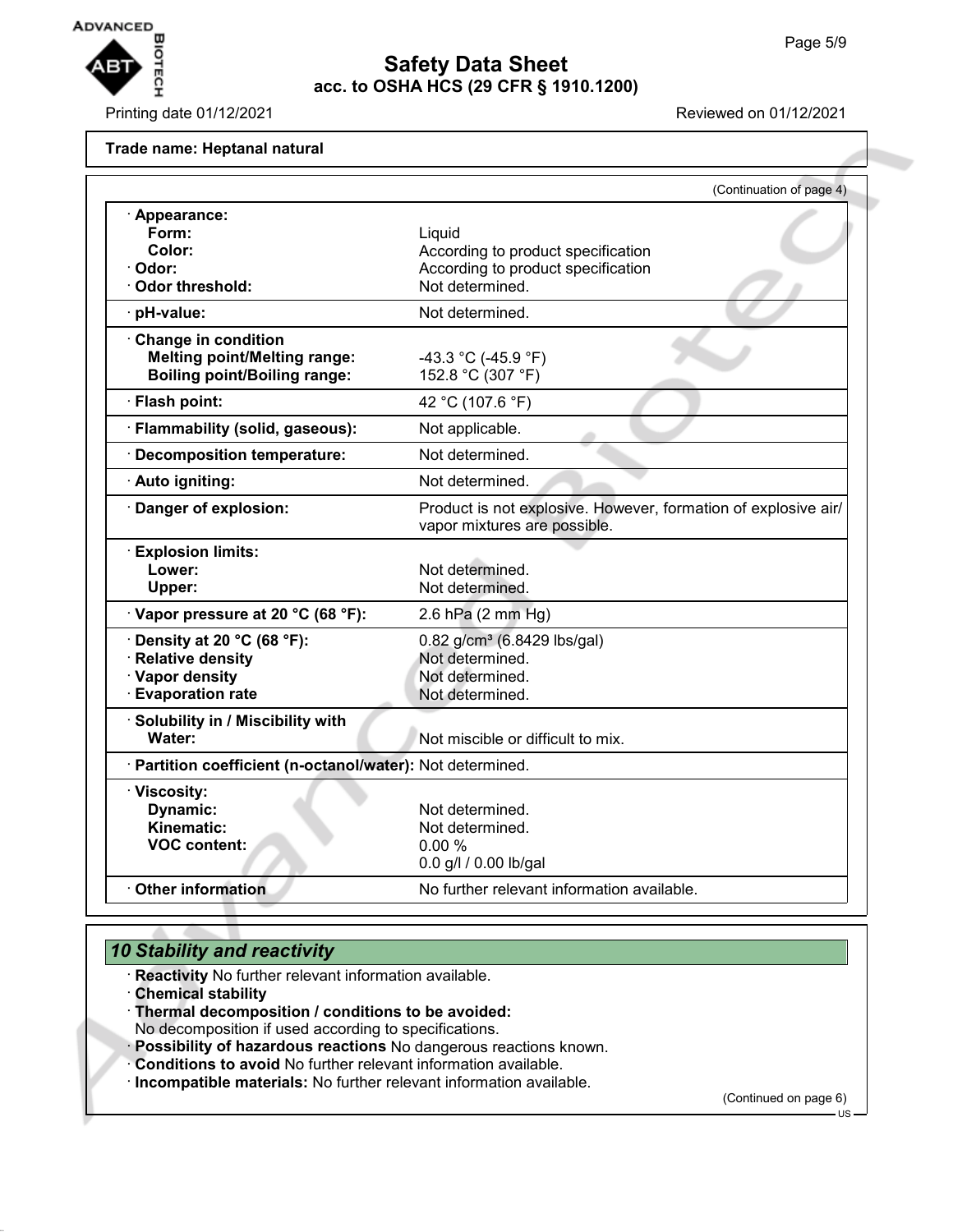**Trade name: Heptanal natural**

(Continuation of page 4)

| Property | Value |
| --- | --- |
| · **Appearance:** | |
| **Form:** | Liquid |
| **Color:** | According to product specification |
| · **Odor:** | According to product specification |
| · **Odor threshold:** | Not determined. |
| · **pH-value:** | Not determined. |
| · **Change in condition** | |
| **Melting point/Melting range:** | -43.3 °C (-45.9 °F) |
| **Boiling point/Boiling range:** | 152.8 °C (307 °F) |
| · **Flash point:** | 42 °C (107.6 °F) |
| · **Flammability (solid, gaseous):** | Not applicable. |
| · **Decomposition temperature:** | Not determined. |
| · **Auto igniting:** | Not determined. |
| · **Danger of explosion:** | Product is not explosive. However, formation of explosive air/vapor mixtures are possible. |
| · **Explosion limits:** | |
| **Lower:** | Not determined. |
| **Upper:** | Not determined. |
| · **Vapor pressure at 20 °C (68 °F):** | 2.6 hPa (2 mm Hg) |
| · **Density at 20 °C (68 °F):** | 0.82 g/cm³ (6.8429 lbs/gal) |
| · **Relative density** | Not determined. |
| · **Vapor density** | Not determined. |
| · **Evaporation rate** | Not determined. |
| · **Solubility in / Miscibility with** | |
| **Water:** | Not miscible or difficult to mix. |
| · **Partition coefficient (n-octanol/water):** | Not determined. |
| · **Viscosity:** | |
| **Dynamic:** | Not determined. |
| **Kinematic:** | Not determined. |
| **VOC content:** | 0.00 % |
| | 0.0 g/l / 0.00 lb/gal |
| · **Other information** | No further relevant information available. |

## *10 Stability and reactivity*

· **Reactivity** No further relevant information available.
· **Chemical stability**
· **Thermal decomposition / conditions to be avoided:**
No decomposition if used according to specifications.
· **Possibility of hazardous reactions** No dangerous reactions known.
· **Conditions to avoid** No further relevant information available.
· **Incompatible materials:** No further relevant information available.

(Continued on page 6)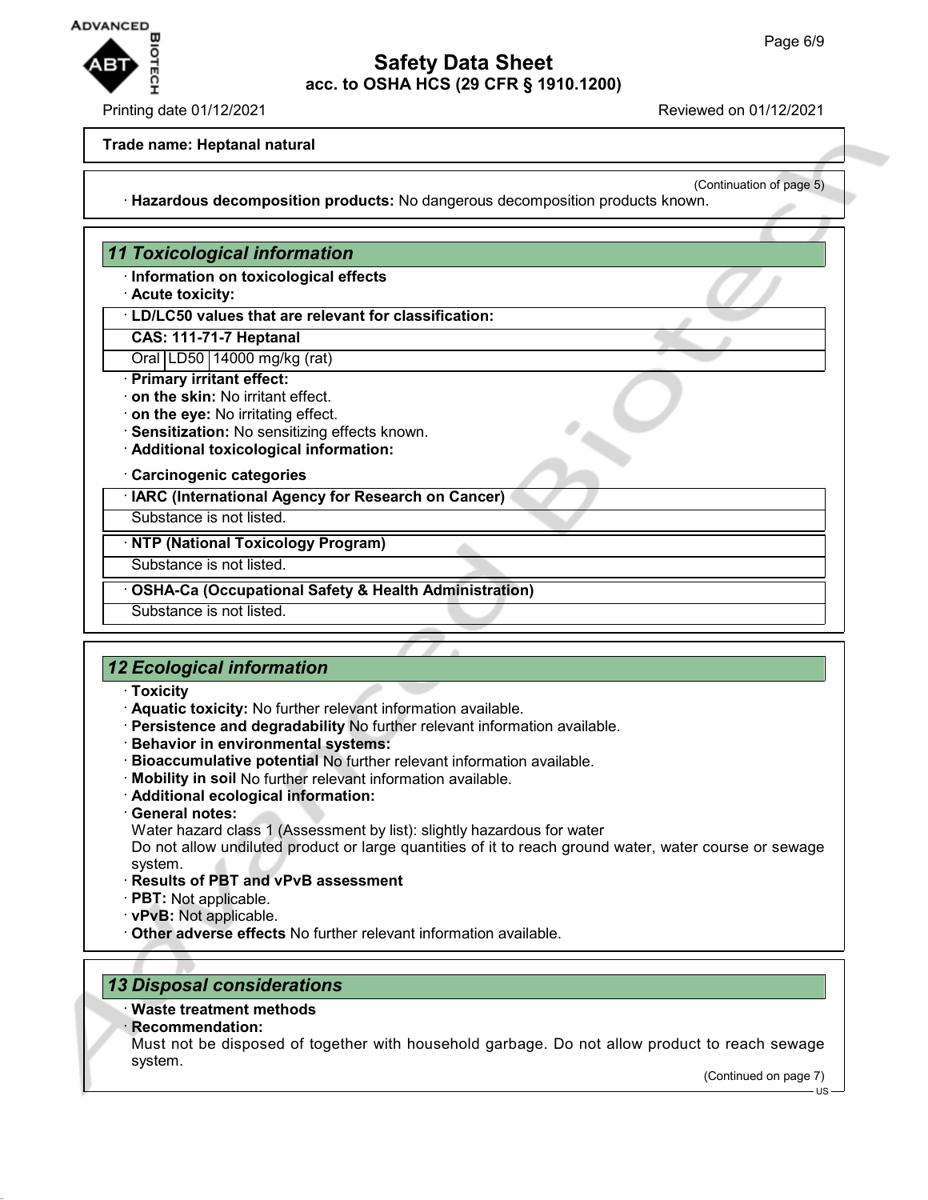**Trade name: Heptanal natural**

(Continuation of page 5)

· **Hazardous decomposition products:** No dangerous decomposition products known.

## 11 Toxicological information

· **Information on toxicological effects**
· **Acute toxicity:**

| · LD/LC50 values that are relevant for classification: | | |
|---|---|---|
| **CAS: 111-71-7 Heptanal** | | |
| Oral | LD50 | 14000 mg/kg (rat) |

· **Primary irritant effect:**
· **on the skin:** No irritant effect.
· **on the eye:** No irritating effect.
· **Sensitization:** No sensitizing effects known.
· **Additional toxicological information:**

· **Carcinogenic categories**

| · IARC (International Agency for Research on Cancer) |
|---|
| Substance is not listed. |

| · NTP (National Toxicology Program) |
|---|
| Substance is not listed. |

| · OSHA-Ca (Occupational Safety & Health Administration) |
|---|
| Substance is not listed. |

## 12 Ecological information

· **Toxicity**
· **Aquatic toxicity:** No further relevant information available.
· **Persistence and degradability** No further relevant information available.
· **Behavior in environmental systems:**
· **Bioaccumulative potential** No further relevant information available.
· **Mobility in soil** No further relevant information available.
· **Additional ecological information:**
· **General notes:**
Water hazard class 1 (Assessment by list): slightly hazardous for water
Do not allow undiluted product or large quantities of it to reach ground water, water course or sewage system.
· **Results of PBT and vPvB assessment**
· **PBT:** Not applicable.
· **vPvB:** Not applicable.
· **Other adverse effects** No further relevant information available.

## 13 Disposal considerations

· **Waste treatment methods**
· **Recommendation:**
Must not be disposed of together with household garbage. Do not allow product to reach sewage system.

(Continued on page 7)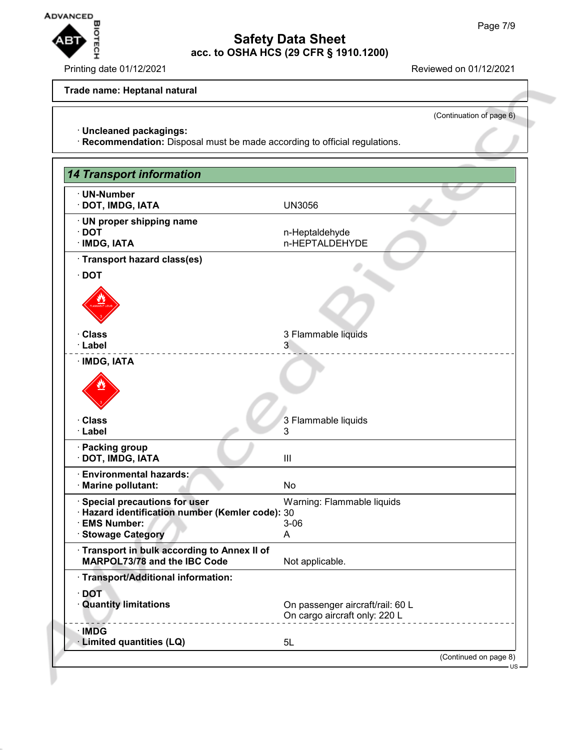**Trade name: Heptanal natural**

(Continuation of page 6)

· **Uncleaned packagings:**
· **Recommendation:** Disposal must be made according to official regulations.

## 14 Transport information

| | |
|---|---|
| · **UN-Number** | |
| · **DOT, IMDG, IATA** | UN3056 |
| · **UN proper shipping name** | |
| · **DOT** | n-Heptaldehyde |
| · **IMDG, IATA** | n-HEPTALDEHYDE |
| · **Transport hazard class(es)** | |
| · **DOT** | |
| · **Class** | 3 Flammable liquids |
| · **Label** | 3 |
| · **IMDG, IATA** | |
| · **Class** | 3 Flammable liquids |
| · **Label** | 3 |
| · **Packing group** | |
| · **DOT, IMDG, IATA** | III |
| · **Environmental hazards:** | |
| · **Marine pollutant:** | No |
| · **Special precautions for user** | Warning: Flammable liquids |
| · **Hazard identification number (Kemler code):** | 30 |
| · **EMS Number:** | 3-06 |
| · **Stowage Category** | A |
| · **Transport in bulk according to Annex II of MARPOL73/78 and the IBC Code** | Not applicable. |
| · **Transport/Additional information:** | |
| · **DOT** | |
| · **Quantity limitations** | On passenger aircraft/rail: 60 L<br>On cargo aircraft only: 220 L |
| · **IMDG** | |
| · **Limited quantities (LQ)** | 5L |

(Continued on page 8)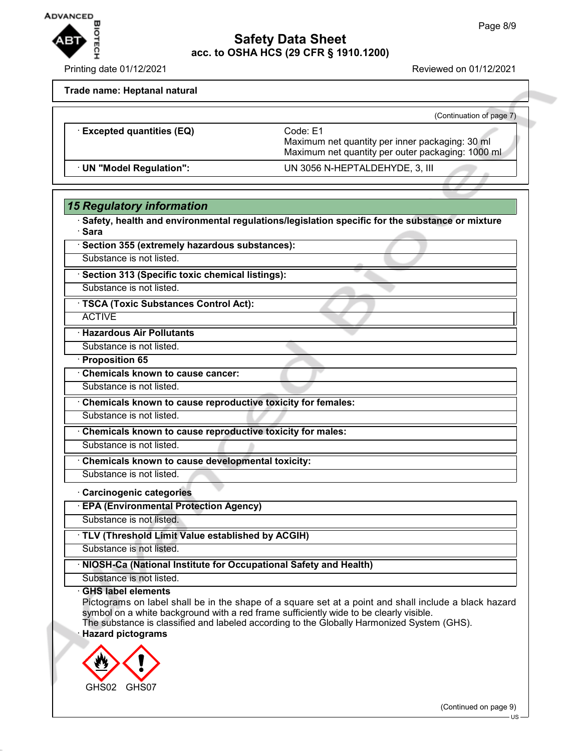**Trade name: Heptanal natural**

(Continuation of page 7)

| | |
|---|---|
| · **Excepted quantities (EQ)** | Code: E1<br>Maximum net quantity per inner packaging: 30 ml<br>Maximum net quantity per outer packaging: 1000 ml |
| · **UN "Model Regulation":** | UN 3056 N-HEPTALDEHYDE, 3, III |

## *15 Regulatory information*

· **Safety, health and environmental regulations/legislation specific for the substance or mixture**

· **Sara**

· **Section 355 (extremely hazardous substances):**

Substance is not listed.

· **Section 313 (Specific toxic chemical listings):**

Substance is not listed.

· **TSCA (Toxic Substances Control Act):**

ACTIVE

· **Hazardous Air Pollutants**

Substance is not listed.

· **Proposition 65**

· **Chemicals known to cause cancer:**

Substance is not listed.

· **Chemicals known to cause reproductive toxicity for females:**

Substance is not listed.

· **Chemicals known to cause reproductive toxicity for males:**

Substance is not listed.

· **Chemicals known to cause developmental toxicity:**

Substance is not listed.

· **Carcinogenic categories**

· **EPA (Environmental Protection Agency)**

Substance is not listed.

· **TLV (Threshold Limit Value established by ACGIH)**

Substance is not listed.

· **NIOSH-Ca (National Institute for Occupational Safety and Health)**

Substance is not listed.

· **GHS label elements**

Pictograms on label shall be in the shape of a square set at a point and shall include a black hazard symbol on a white background with a red frame sufficiently wide to be clearly visible.
The substance is classified and labeled according to the Globally Harmonized System (GHS).

· **Hazard pictograms**

GHS02 GHS07

(Continued on page 9)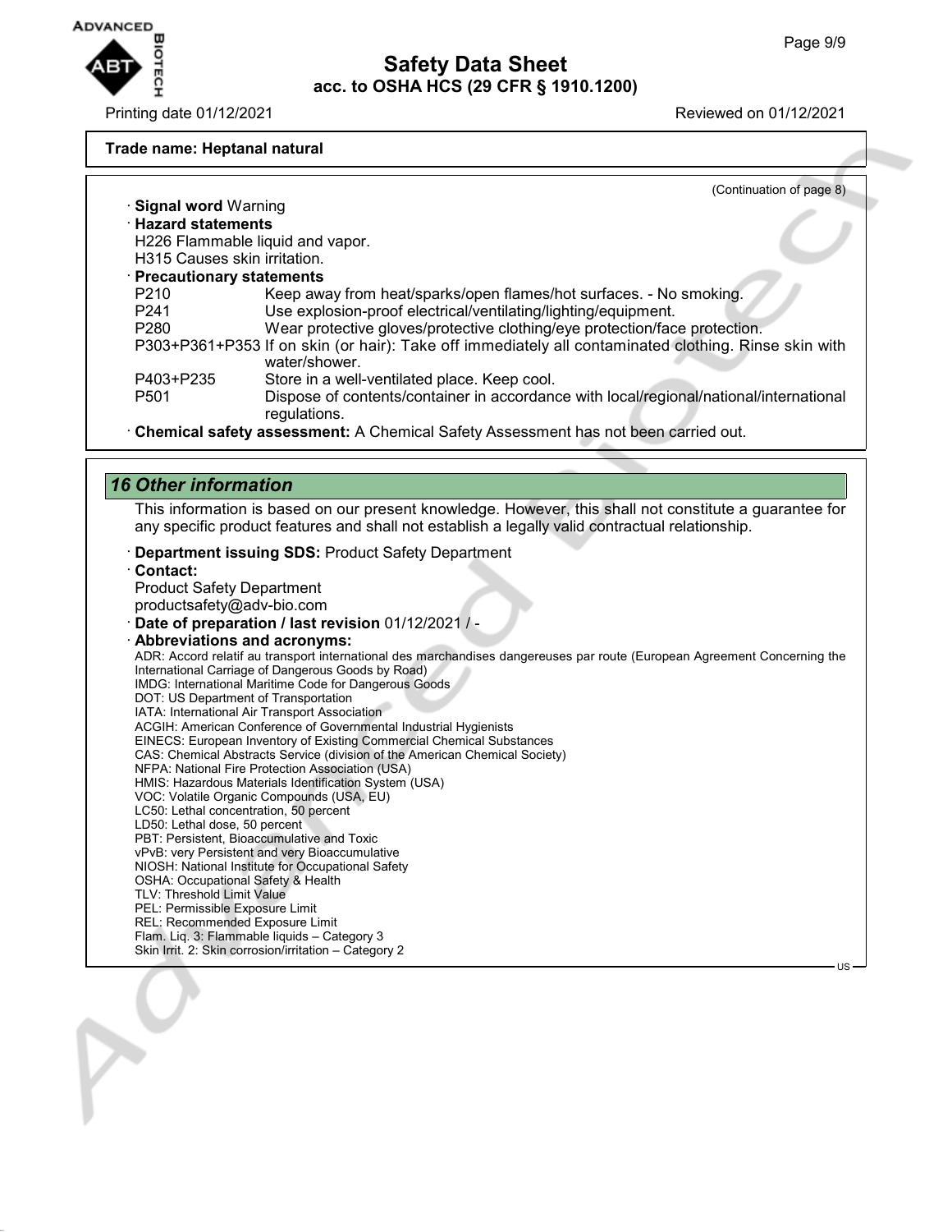**Trade name: Heptanal natural**

(Continuation of page 8)

· **Signal word** Warning

· **Hazard statements**

H226 Flammable liquid and vapor.
H315 Causes skin irritation.

· **Precautionary statements**

| | |
|---|---|
| P210 | Keep away from heat/sparks/open flames/hot surfaces. - No smoking. |
| P241 | Use explosion-proof electrical/ventilating/lighting/equipment. |
| P280 | Wear protective gloves/protective clothing/eye protection/face protection. |
| P303+P361+P353 | If on skin (or hair): Take off immediately all contaminated clothing. Rinse skin with water/shower. |
| P403+P235 | Store in a well-ventilated place. Keep cool. |
| P501 | Dispose of contents/container in accordance with local/regional/national/international regulations. |

· **Chemical safety assessment:** A Chemical Safety Assessment has not been carried out.

## *16 Other information*

This information is based on our present knowledge. However, this shall not constitute a guarantee for any specific product features and shall not establish a legally valid contractual relationship.

· **Department issuing SDS:** Product Safety Department

· **Contact:**

Product Safety Department
productsafety@adv-bio.com

· **Date of preparation / last revision** 01/12/2021 / -

· **Abbreviations and acronyms:**

ADR: Accord relatif au transport international des marchandises dangereuses par route (European Agreement Concerning the International Carriage of Dangerous Goods by Road)
IMDG: International Maritime Code for Dangerous Goods
DOT: US Department of Transportation
IATA: International Air Transport Association
ACGIH: American Conference of Governmental Industrial Hygienists
EINECS: European Inventory of Existing Commercial Chemical Substances
CAS: Chemical Abstracts Service (division of the American Chemical Society)
NFPA: National Fire Protection Association (USA)
HMIS: Hazardous Materials Identification System (USA)
VOC: Volatile Organic Compounds (USA, EU)
LC50: Lethal concentration, 50 percent
LD50: Lethal dose, 50 percent
PBT: Persistent, Bioaccumulative and Toxic
vPvB: very Persistent and very Bioaccumulative
NIOSH: National Institute for Occupational Safety
OSHA: Occupational Safety & Health
TLV: Threshold Limit Value
PEL: Permissible Exposure Limit
REL: Recommended Exposure Limit
Flam. Liq. 3: Flammable liquids – Category 3
Skin Irrit. 2: Skin corrosion/irritation – Category 2